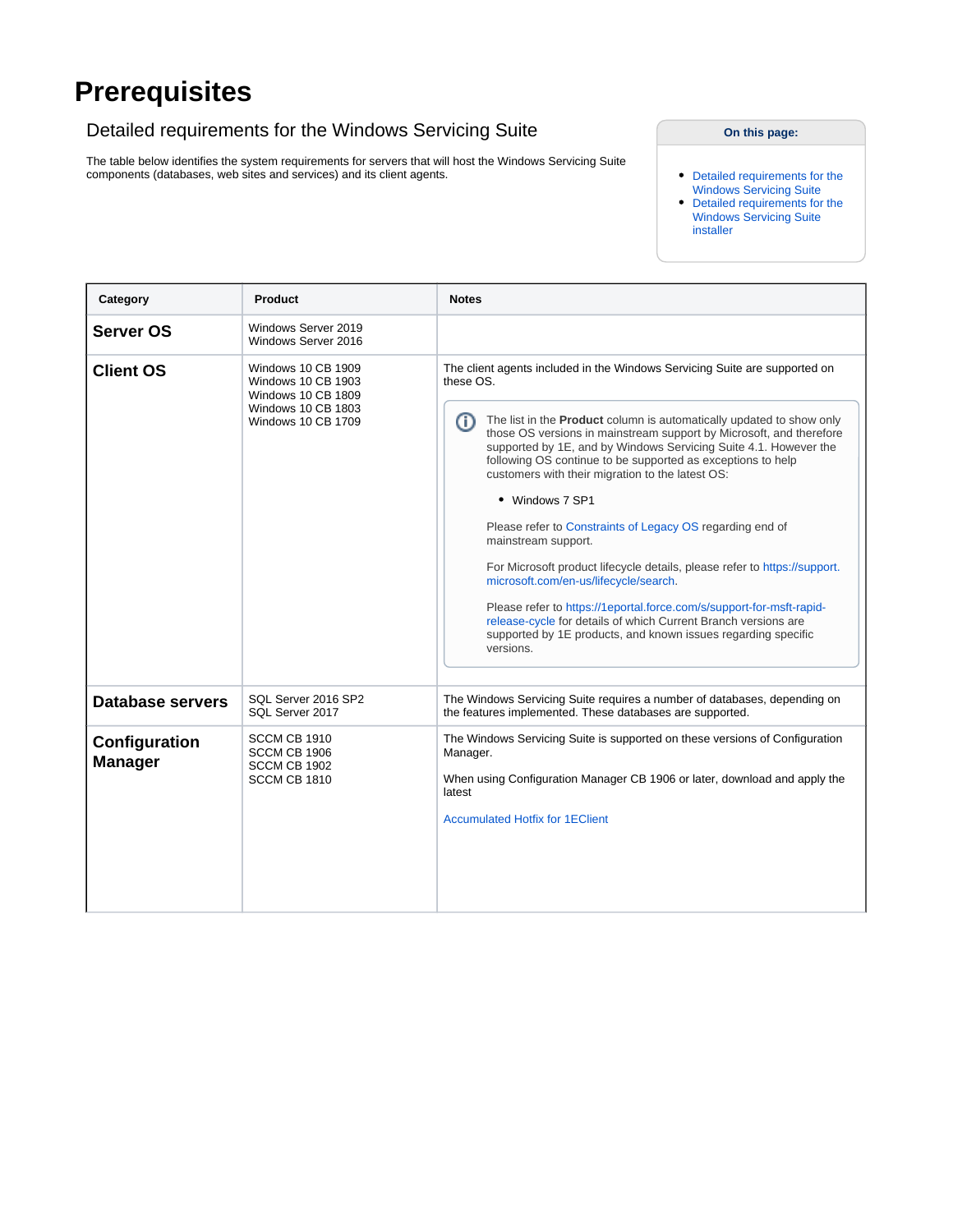# Prerequisites

## Detailed requirements for the Windows Servicing Suite

The table below identifies the system requirements for servers that will host the Windows Servicing Suite components (databases, web sites and services) and its client agents.

**On this page:**

- Detailed requirements for the Windows Servicing Suite
- Detailed requirements for the Windows Servicing Suite installer

| Category | Product | Notes |
|---|---|---|
| **Server OS** | Windows Server 2019<br>Windows Server 2016 | |
| **Client OS** | Windows 10 CB 1909<br>Windows 10 CB 1903<br>Windows 10 CB 1809<br>Windows 10 CB 1803<br>Windows 10 CB 1709 | The client agents included in the Windows Servicing Suite are supported on these OS.<br><br>The list in the **Product** column is automatically updated to show only those OS versions in mainstream support by Microsoft, and therefore supported by 1E, and by Windows Servicing Suite 4.1. However the following OS continue to be supported as exceptions to help customers with their migration to the latest OS:<br><br>• Windows 7 SP1<br><br>Please refer to Constraints of Legacy OS regarding end of mainstream support.<br><br>For Microsoft product lifecycle details, please refer to https://support.microsoft.com/en-us/lifecycle/search.<br><br>Please refer to https://1eportal.force.com/s/support-for-msft-rapid-release-cycle for details of which Current Branch versions are supported by 1E products, and known issues regarding specific versions. |
| **Database servers** | SQL Server 2016 SP2<br>SQL Server 2017 | The Windows Servicing Suite requires a number of databases, depending on the features implemented. These databases are supported. |
| **Configuration Manager** | SCCM CB 1910<br>SCCM CB 1906<br>SCCM CB 1902<br>SCCM CB 1810 | The Windows Servicing Suite is supported on these versions of Configuration Manager.<br><br>When using Configuration Manager CB 1906 or later, download and apply the latest<br><br>Accumulated Hotfix for 1EClient |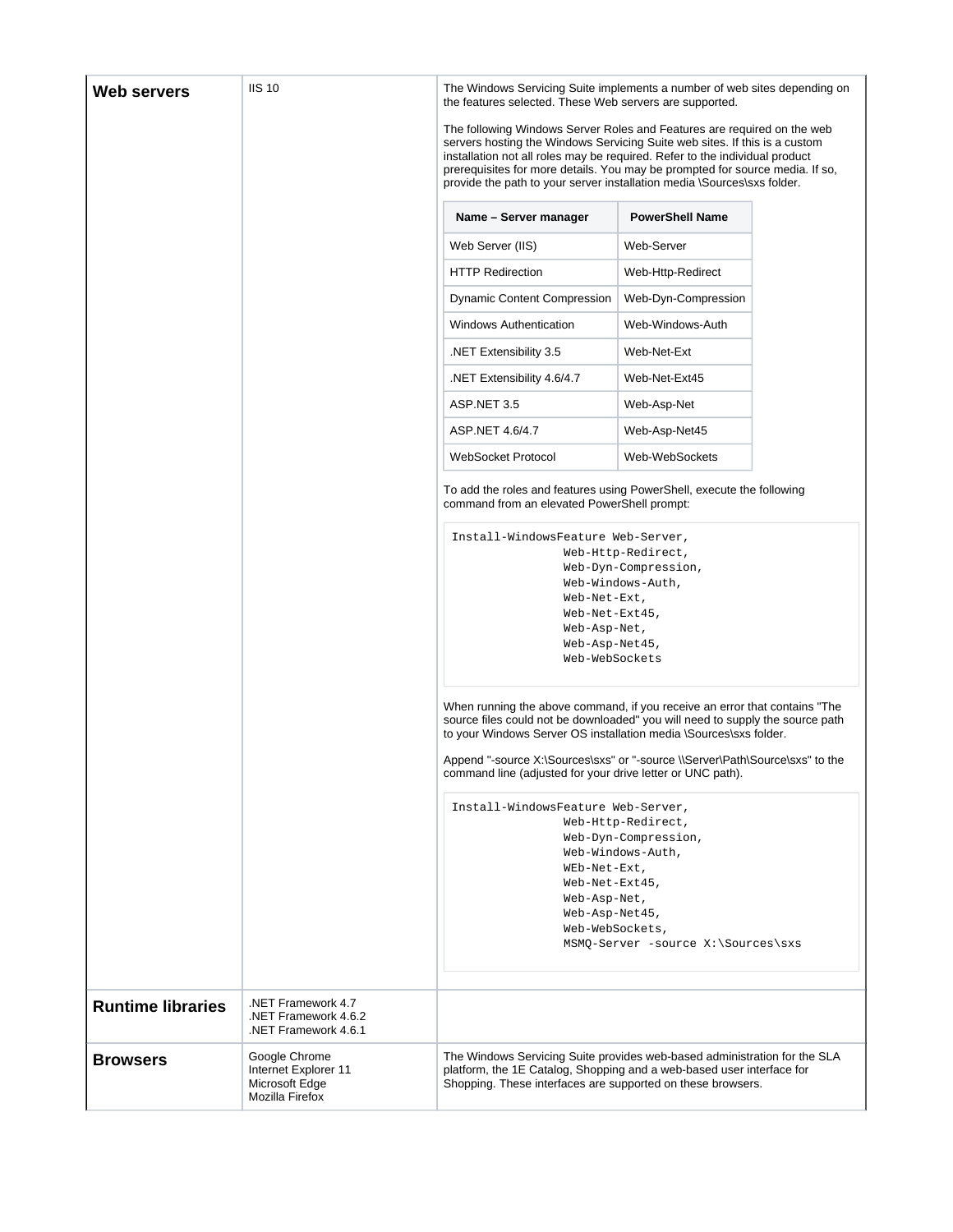| | | |
|---|---|---|
| **Web servers** | IIS 10 | The Windows Servicing Suite implements a number of web sites depending on the features selected. These Web servers are supported. |
| **Runtime libraries** | .NET Framework 4.7<br>.NET Framework 4.6.2<br>.NET Framework 4.6.1 | |
| **Browsers** | Google Chrome<br>Internet Explorer 11<br>Microsoft Edge<br>Mozilla Firefox | The Windows Servicing Suite provides web-based administration for the SLA platform, the 1E Catalog, Shopping and a web-based user interface for Shopping. These interfaces are supported on these browsers. |

**Web servers (continued):**

The following Windows Server Roles and Features are required on the web servers hosting the Windows Servicing Suite web sites. If this is a custom installation not all roles may be required. Refer to the individual product prerequisites for more details. You may be prompted for source media. If so, provide the path to your server installation media \Sources\sxs folder.

| Name – Server manager | PowerShell Name |
|---|---|
| Web Server (IIS) | Web-Server |
| HTTP Redirection | Web-Http-Redirect |
| Dynamic Content Compression | Web-Dyn-Compression |
| Windows Authentication | Web-Windows-Auth |
| .NET Extensibility 3.5 | Web-Net-Ext |
| .NET Extensibility 4.6/4.7 | Web-Net-Ext45 |
| ASP.NET 3.5 | Web-Asp-Net |
| ASP.NET 4.6/4.7 | Web-Asp-Net45 |
| WebSocket Protocol | Web-WebSockets |

To add the roles and features using PowerShell, execute the following command from an elevated PowerShell prompt:

```
Install-WindowsFeature Web-Server,
                Web-Http-Redirect,
                Web-Dyn-Compression,
                Web-Windows-Auth,
                Web-Net-Ext,
                Web-Net-Ext45,
                Web-Asp-Net,
                Web-Asp-Net45,
                Web-WebSockets
```

When running the above command, if you receive an error that contains "The source files could not be downloaded" you will need to supply the source path to your Windows Server OS installation media \Sources\sxs folder.

Append "-source X:\Sources\sxs" or "-source \\Server\Path\Source\sxs" to the command line (adjusted for your drive letter or UNC path).

```
Install-WindowsFeature Web-Server,
                Web-Http-Redirect,
                Web-Dyn-Compression,
                Web-Windows-Auth,
                WEb-Net-Ext,
                Web-Net-Ext45,
                Web-Asp-Net,
                Web-Asp-Net45,
                Web-WebSockets,
                MSMQ-Server -source X:\Sources\sxs
```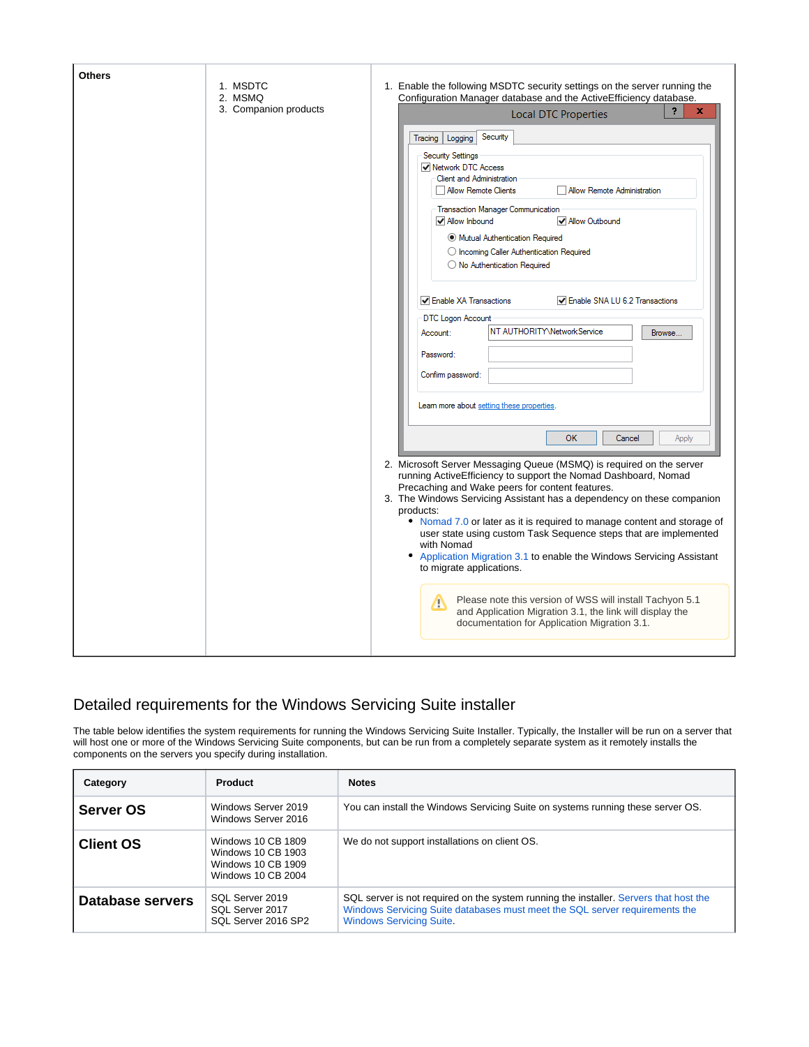| Others | 1. MSDTC<br>2. MSMQ<br>3. Companion products | 1. Enable the following MSDTC security settings on the server running the Configuration Manager database and the ActiveEfficiency database.<br>Local DTC Properties — Security tab: Network DTC Access (checked); Client and Administration: Allow Remote Clients (unchecked), Allow Remote Administration (unchecked); Transaction Manager Communication: Allow Inbound (checked), Allow Outbound (checked); Mutual Authentication Required (selected); Enable XA Transactions (checked), Enable SNA LU 6.2 Transactions (checked); DTC Logon Account: Account: NT AUTHORITY\NetworkService<br>2. Microsoft Server Messaging Queue (MSMQ) is required on the server running ActiveEfficiency to support the Nomad Dashboard, Nomad Precaching and Wake peers for content features.<br>3. The Windows Servicing Assistant has a dependency on these companion products:<br>• Nomad 7.0 or later as it is required to manage content and storage of user state using custom Task Sequence steps that are implemented with Nomad<br>• Application Migration 3.1 to enable the Windows Servicing Assistant to migrate applications.<br>Please note this version of WSS will install Tachyon 5.1 and Application Migration 3.1, the link will display the documentation for Application Migration 3.1. |
|---|---|---|

## Detailed requirements for the Windows Servicing Suite installer

The table below identifies the system requirements for running the Windows Servicing Suite Installer. Typically, the Installer will be run on a server that will host one or more of the Windows Servicing Suite components, but can be run from a completely separate system as it remotely installs the components on the servers you specify during installation.

| Category | Product | Notes |
|---|---|---|
| **Server OS** | Windows Server 2019<br>Windows Server 2016 | You can install the Windows Servicing Suite on systems running these server OS. |
| **Client OS** | Windows 10 CB 1809<br>Windows 10 CB 1903<br>Windows 10 CB 1909<br>Windows 10 CB 2004 | We do not support installations on client OS. |
| **Database servers** | SQL Server 2019<br>SQL Server 2017<br>SQL Server 2016 SP2 | SQL server is not required on the system running the installer. Servers that host the Windows Servicing Suite databases must meet the SQL server requirements the Windows Servicing Suite. |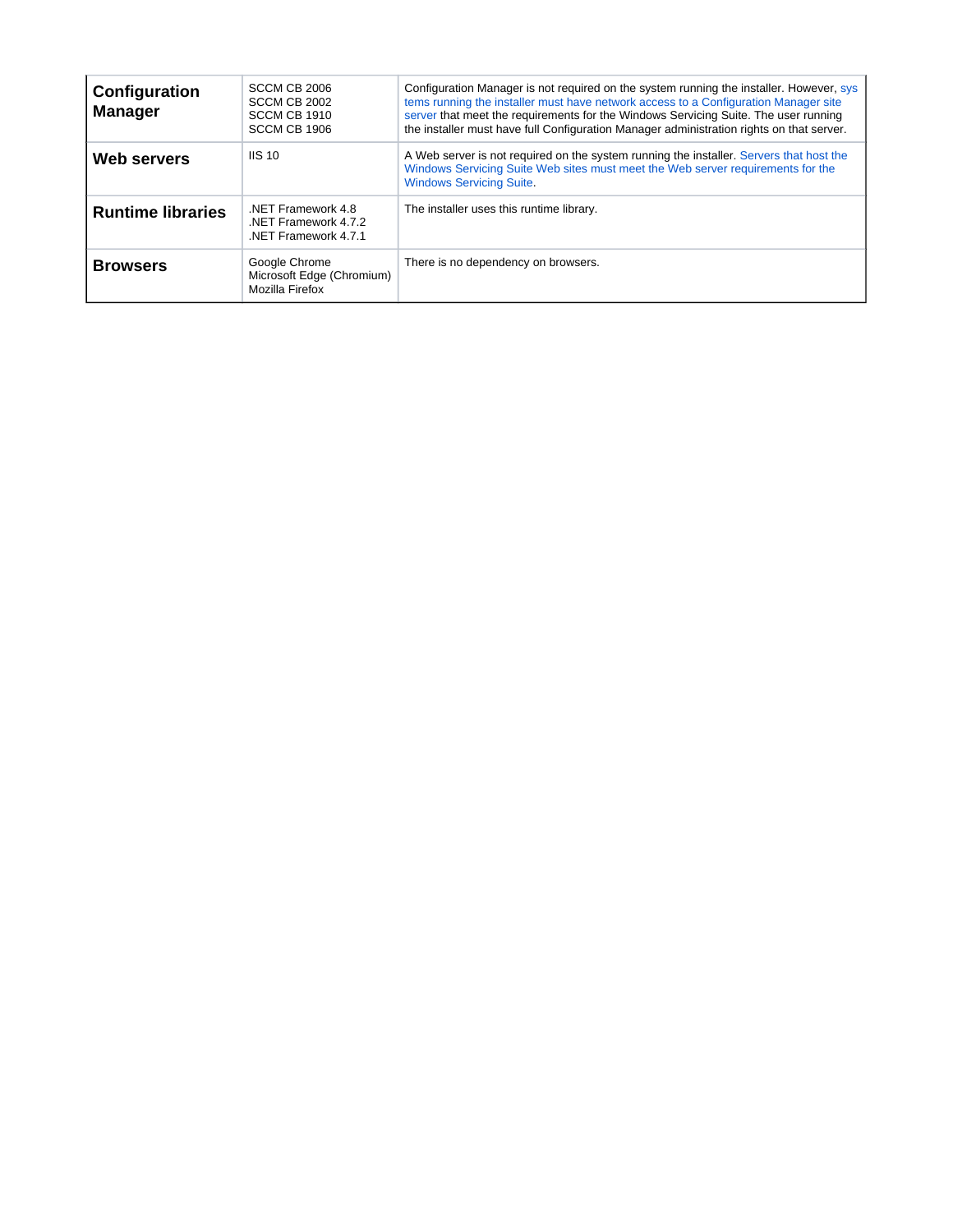| | | |
|---|---|---|
| **Configuration Manager** | SCCM CB 2006<br>SCCM CB 2002<br>SCCM CB 1910<br>SCCM CB 1906 | Configuration Manager is not required on the system running the installer. However, systems running the installer must have network access to a Configuration Manager site server that meet the requirements for the Windows Servicing Suite. The user running the installer must have full Configuration Manager administration rights on that server. |
| **Web servers** | IIS 10 | A Web server is not required on the system running the installer. Servers that host the Windows Servicing Suite Web sites must meet the Web server requirements for the Windows Servicing Suite. |
| **Runtime libraries** | .NET Framework 4.8<br>.NET Framework 4.7.2<br>.NET Framework 4.7.1 | The installer uses this runtime library. |
| **Browsers** | Google Chrome<br>Microsoft Edge (Chromium)<br>Mozilla Firefox | There is no dependency on browsers. |